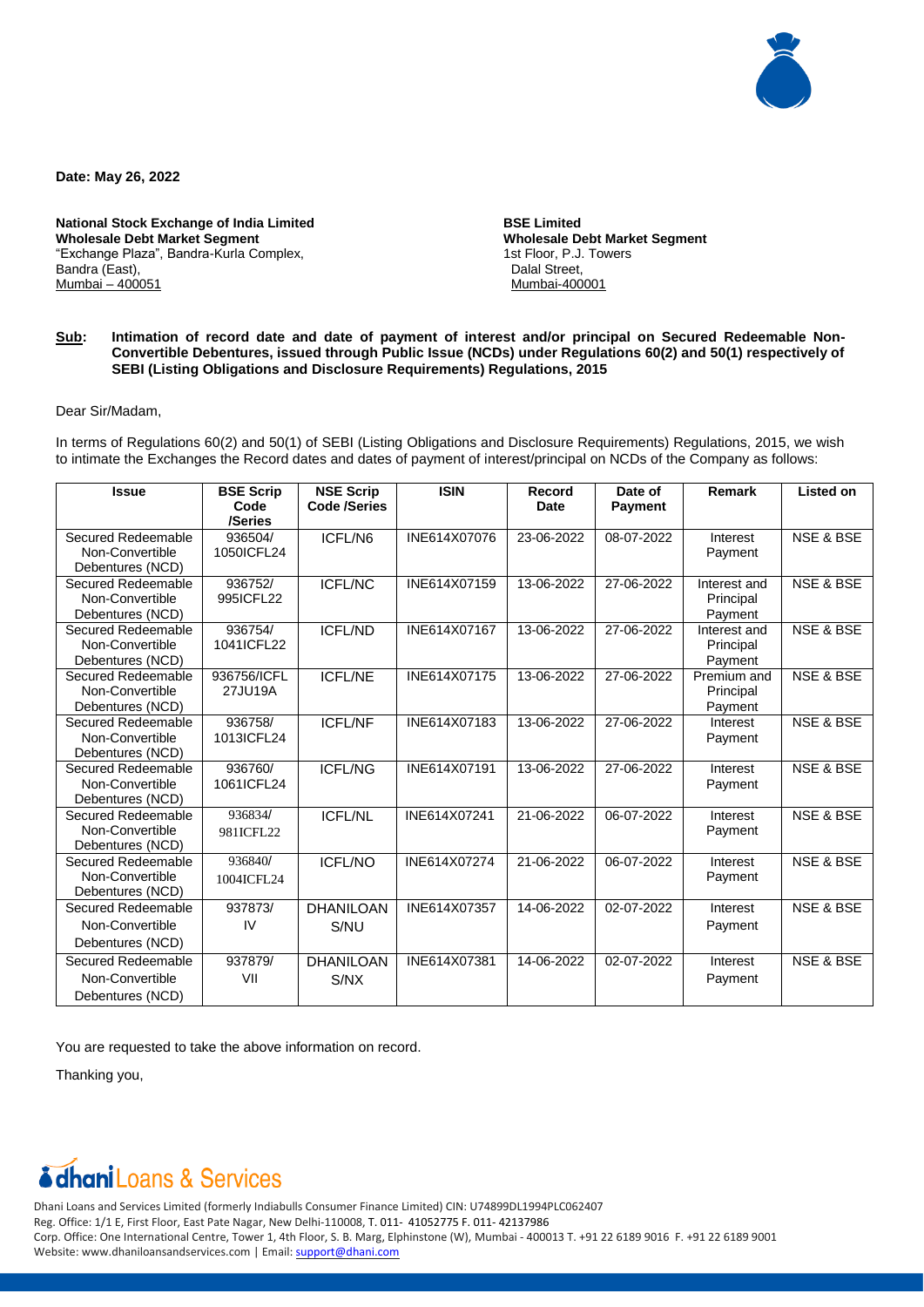**Date: May 26, 2022**

**National Stock Exchange of India Limited**
**Wholesale Debt Market Segment**
"Exchange Plaza", Bandra-Kurla Complex,
Bandra (East),
Mumbai – 400051

**BSE Limited**
**Wholesale Debt Market Segment**
1st Floor, P.J. Towers
Dalal Street,
Mumbai-400001

**Sub: Intimation of record date and date of payment of interest and/or principal on Secured Redeemable Non-Convertible Debentures, issued through Public Issue (NCDs) under Regulations 60(2) and 50(1) respectively of SEBI (Listing Obligations and Disclosure Requirements) Regulations, 2015**

Dear Sir/Madam,

In terms of Regulations 60(2) and 50(1) of SEBI (Listing Obligations and Disclosure Requirements) Regulations, 2015, we wish to intimate the Exchanges the Record dates and dates of payment of interest/principal on NCDs of the Company as follows:

| Issue | BSE Scrip Code /Series | NSE Scrip Code /Series | ISIN | Record Date | Date of Payment | Remark | Listed on |
|---|---|---|---|---|---|---|---|
| Secured Redeemable Non-Convertible Debentures (NCD) | 936504/ 1050ICFL24 | ICFL/N6 | INE614X07076 | 23-06-2022 | 08-07-2022 | Interest Payment | NSE & BSE |
| Secured Redeemable Non-Convertible Debentures (NCD) | 936752/ 995ICFL22 | ICFL/NC | INE614X07159 | 13-06-2022 | 27-06-2022 | Interest and Principal Payment | NSE & BSE |
| Secured Redeemable Non-Convertible Debentures (NCD) | 936754/ 1041ICFL22 | ICFL/ND | INE614X07167 | 13-06-2022 | 27-06-2022 | Interest and Principal Payment | NSE & BSE |
| Secured Redeemable Non-Convertible Debentures (NCD) | 936756/ICFL 27JU19A | ICFL/NE | INE614X07175 | 13-06-2022 | 27-06-2022 | Premium and Principal Payment | NSE & BSE |
| Secured Redeemable Non-Convertible Debentures (NCD) | 936758/ 1013ICFL24 | ICFL/NF | INE614X07183 | 13-06-2022 | 27-06-2022 | Interest Payment | NSE & BSE |
| Secured Redeemable Non-Convertible Debentures (NCD) | 936760/ 1061ICFL24 | ICFL/NG | INE614X07191 | 13-06-2022 | 27-06-2022 | Interest Payment | NSE & BSE |
| Secured Redeemable Non-Convertible Debentures (NCD) | 936834/ 981ICFL22 | ICFL/NL | INE614X07241 | 21-06-2022 | 06-07-2022 | Interest Payment | NSE & BSE |
| Secured Redeemable Non-Convertible Debentures (NCD) | 936840/ 1004ICFL24 | ICFL/NO | INE614X07274 | 21-06-2022 | 06-07-2022 | Interest Payment | NSE & BSE |
| Secured Redeemable Non-Convertible Debentures (NCD) | 937873/ IV | DHANILOANS/NU | INE614X07357 | 14-06-2022 | 02-07-2022 | Interest Payment | NSE & BSE |
| Secured Redeemable Non-Convertible Debentures (NCD) | 937879/ VII | DHANILOANS/NX | INE614X07381 | 14-06-2022 | 02-07-2022 | Interest Payment | NSE & BSE |

You are requested to take the above information on record.

Thanking you,

**dhani** Loans & Services

Dhani Loans and Services Limited (formerly Indiabulls Consumer Finance Limited) CIN: U74899DL1994PLC062407
Reg. Office: 1/1 E, First Floor, East Pate Nagar, New Delhi-110008, T. 011- 41052775 F. 011- 42137986
Corp. Office: One International Centre, Tower 1, 4th Floor, S. B. Marg, Elphinstone (W), Mumbai - 400013 T. +91 22 6189 9016 F. +91 22 6189 9001
Website: www.dhaniloansandservices.com | Email: support@dhani.com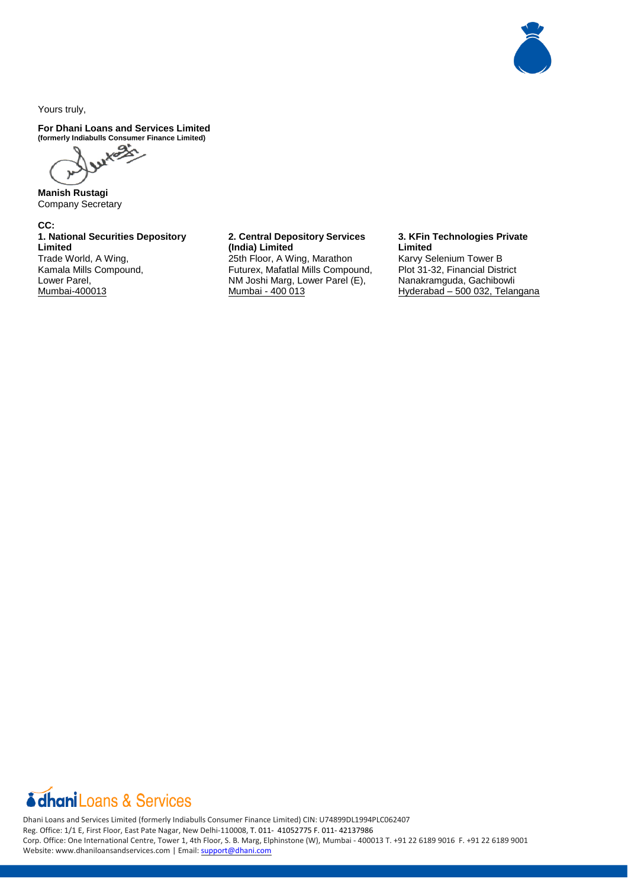Yours truly,

**For Dhani Loans and Services Limited**
**(formerly Indiabulls Consumer Finance Limited)**

**Manish Rustagi**
Company Secretary

**CC:**

**1. National Securities Depository Limited**
Trade World, A Wing,
Kamala Mills Compound,
Lower Parel,
Mumbai-400013

**2. Central Depository Services (India) Limited**
25th Floor, A Wing, Marathon Futurex, Mafatlal Mills Compound,
NM Joshi Marg, Lower Parel (E),
Mumbai - 400 013

**3. KFin Technologies Private Limited**
Karvy Selenium Tower B
Plot 31-32, Financial District
Nanakramguda, Gachibowli
Hyderabad – 500 032, Telangana

**dhani** Loans & Services

Dhani Loans and Services Limited (formerly Indiabulls Consumer Finance Limited) CIN: U74899DL1994PLC062407
Reg. Office: 1/1 E, First Floor, East Pate Nagar, New Delhi-110008, T. 011- 41052775 F. 011- 42137986
Corp. Office: One International Centre, Tower 1, 4th Floor, S. B. Marg, Elphinstone (W), Mumbai - 400013 T. +91 22 6189 9016 F. +91 22 6189 9001
Website: www.dhaniloansandservices.com | Email: support@dhani.com